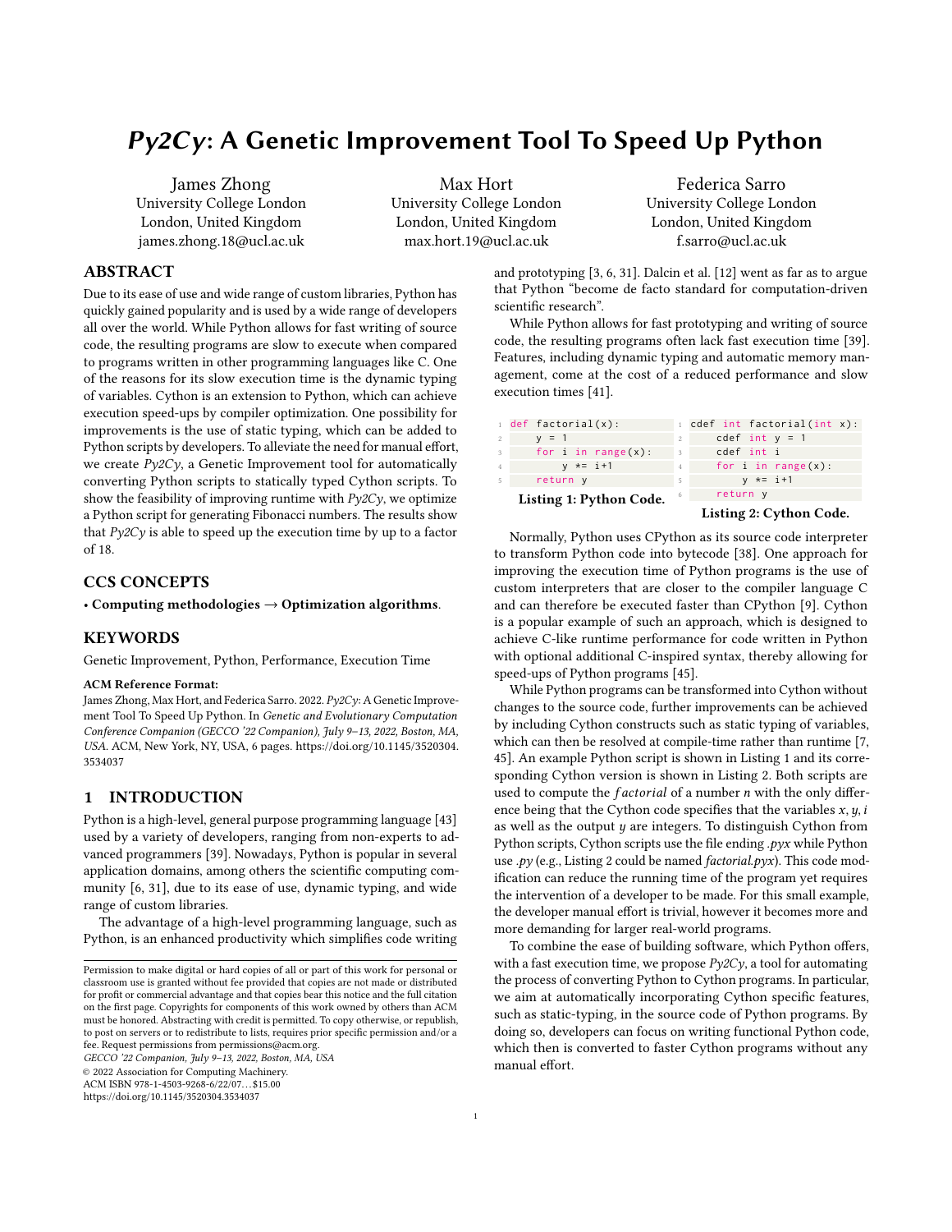# *Py2Cy*: A Genetic Improvement Tool To Speed Up Python

James Zhong
University College London
London, United Kingdom
james.zhong.18@ucl.ac.uk

Max Hort
University College London
London, United Kingdom
max.hort.19@ucl.ac.uk

Federica Sarro
University College London
London, United Kingdom
f.sarro@ucl.ac.uk

## ABSTRACT

Due to its ease of use and wide range of custom libraries, Python has quickly gained popularity and is used by a wide range of developers all over the world. While Python allows for fast writing of source code, the resulting programs are slow to execute when compared to programs written in other programming languages like C. One of the reasons for its slow execution time is the dynamic typing of variables. Cython is an extension to Python, which can achieve execution speed-ups by compiler optimization. One possibility for improvements is the use of static typing, which can be added to Python scripts by developers. To alleviate the need for manual effort, we create *Py2Cy*, a Genetic Improvement tool for automatically converting Python scripts to statically typed Cython scripts. To show the feasibility of improving runtime with *Py2Cy*, we optimize a Python script for generating Fibonacci numbers. The results show that *Py2Cy* is able to speed up the execution time by up to a factor of 18.

## CCS CONCEPTS

• **Computing methodologies** → **Optimization algorithms**.

## KEYWORDS

Genetic Improvement, Python, Performance, Execution Time

**ACM Reference Format:**
James Zhong, Max Hort, and Federica Sarro. 2022. *Py2Cy*: A Genetic Improvement Tool To Speed Up Python. In *Genetic and Evolutionary Computation Conference Companion (GECCO '22 Companion), July 9–13, 2022, Boston, MA, USA.* ACM, New York, NY, USA, 6 pages. https://doi.org/10.1145/3520304.3534037

## 1 INTRODUCTION

Python is a high-level, general purpose programming language [43] used by a variety of developers, ranging from non-experts to advanced programmers [39]. Nowadays, Python is popular in several application domains, among others the scientific computing community [6, 31], due to its ease of use, dynamic typing, and wide range of custom libraries.

The advantage of a high-level programming language, such as Python, is an enhanced productivity which simplifies code writing and prototyping [3, 6, 31]. Dalcin et al. [12] went as far as to argue that Python "become de facto standard for computation-driven scientific research".

While Python allows for fast prototyping and writing of source code, the resulting programs often lack fast execution time [39]. Features, including dynamic typing and automatic memory management, come at the cost of a reduced performance and slow execution times [41].

```
def factorial(x):
    y = 1
    for i in range(x):
        y *= i+1
    return y
```

**Listing 1: Python Code.**

```
cdef int factorial(int x):
    cdef int y = 1
    cdef int i
    for i in range(x):
        y *= i+1
    return y
```

**Listing 2: Cython Code.**

Normally, Python uses CPython as its source code interpreter to transform Python code into bytecode [38]. One approach for improving the execution time of Python programs is the use of custom interpreters that are closer to the compiler language C and can therefore be executed faster than CPython [9]. Cython is a popular example of such an approach, which is designed to achieve C-like runtime performance for code written in Python with optional additional C-inspired syntax, thereby allowing for speed-ups of Python programs [45].

While Python programs can be transformed into Cython without changes to the source code, further improvements can be achieved by including Cython constructs such as static typing of variables, which can then be resolved at compile-time rather than runtime [7, 45]. An example Python script is shown in Listing 1 and its corresponding Cython version is shown in Listing 2. Both scripts are used to compute the $factorial$ of a number $n$ with the only difference being that the Cython code specifies that the variables $x, y, i$ as well as the output $y$ are integers. To distinguish Cython from Python scripts, Cython scripts use the file ending *.pyx* while Python use *.py* (e.g., Listing 2 could be named *factorial.pyx*). This code modification can reduce the running time of the program yet requires the intervention of a developer to be made. For this small example, the developer manual effort is trivial, however it becomes more and more demanding for larger real-world programs.

To combine the ease of building software, which Python offers, with a fast execution time, we propose *Py2Cy*, a tool for automating the process of converting Python to Cython programs. In particular, we aim at automatically incorporating Cython specific features, such as static-typing, in the source code of Python programs. By doing so, developers can focus on writing functional Python code, which then is converted to faster Cython programs without any manual effort.

Permission to make digital or hard copies of all or part of this work for personal or classroom use is granted without fee provided that copies are not made or distributed for profit or commercial advantage and that copies bear this notice and the full citation on the first page. Copyrights for components of this work owned by others than ACM must be honored. Abstracting with credit is permitted. To copy otherwise, or republish, to post on servers or to redistribute to lists, requires prior specific permission and/or a fee. Request permissions from permissions@acm.org.
*GECCO '22 Companion, July 9–13, 2022, Boston, MA, USA*
© 2022 Association for Computing Machinery.
ACM ISBN 978-1-4503-9268-6/22/07…$15.00
https://doi.org/10.1145/3520304.3534037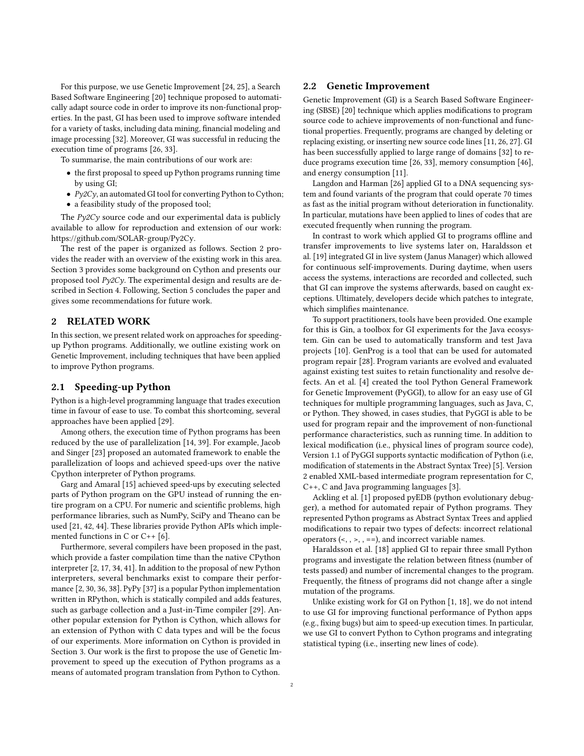For this purpose, we use Genetic Improvement [24, 25], a Search Based Software Engineering [20] technique proposed to automatically adapt source code in order to improve its non-functional properties. In the past, GI has been used to improve software intended for a variety of tasks, including data mining, financial modeling and image processing [32]. Moreover, GI was successful in reducing the execution time of programs [26, 33].

To summarise, the main contributions of our work are:

- the first proposal to speed up Python programs running time by using GI;
- *Py2Cy*, an automated GI tool for converting Python to Cython;
- a feasibility study of the proposed tool;

The *Py2Cy* source code and our experimental data is publicly available to allow for reproduction and extension of our work: https://github.com/SOLAR-group/Py2Cy.

The rest of the paper is organized as follows. Section 2 provides the reader with an overview of the existing work in this area. Section 3 provides some background on Cython and presents our proposed tool *Py2Cy*. The experimental design and results are described in Section 4. Following, Section 5 concludes the paper and gives some recommendations for future work.

## 2 RELATED WORK

In this section, we present related work on approaches for speeding-up Python programs. Additionally, we outline existing work on Genetic Improvement, including techniques that have been applied to improve Python programs.

### 2.1 Speeding-up Python

Python is a high-level programming language that trades execution time in favour of ease to use. To combat this shortcoming, several approaches have been applied [29].

Among others, the execution time of Python programs has been reduced by the use of parallelization [14, 39]. For example, Jacob and Singer [23] proposed an automated framework to enable the parallelization of loops and achieved speed-ups over the native Cpython interpreter of Python programs.

Garg and Amaral [15] achieved speed-ups by executing selected parts of Python program on the GPU instead of running the entire program on a CPU. For numeric and scientific problems, high performance libraries, such as NumPy, SciPy and Theano can be used [21, 42, 44]. These libraries provide Python APIs which implemented functions in C or C++ [6].

Furthermore, several compilers have been proposed in the past, which provide a faster compilation time than the native CPython interpreter [2, 17, 34, 41]. In addition to the proposal of new Python interpreters, several benchmarks exist to compare their performance [2, 30, 36, 38]. PyPy [37] is a popular Python implementation written in RPython, which is statically compiled and adds features, such as garbage collection and a Just-in-Time compiler [29]. Another popular extension for Python is Cython, which allows for an extension of Python with C data types and will be the focus of our experiments. More information on Cython is provided in Section 3. Our work is the first to propose the use of Genetic Improvement to speed up the execution of Python programs as a means of automated program translation from Python to Cython.

### 2.2 Genetic Improvement

Genetic Improvement (GI) is a Search Based Software Engineering (SBSE) [20] technique which applies modifications to program source code to achieve improvements of non-functional and functional properties. Frequently, programs are changed by deleting or replacing existing, or inserting new source code lines [11, 26, 27]. GI has been successfully applied to large range of domains [32] to reduce programs execution time [26, 33], memory consumption [46], and energy consumption [11].

Langdon and Harman [26] applied GI to a DNA sequencing system and found variants of the program that could operate 70 times as fast as the initial program without deterioration in functionality. In particular, mutations have been applied to lines of codes that are executed frequently when running the program.

In contrast to work which applied GI to programs offline and transfer improvements to live systems later on, Haraldsson et al. [19] integrated GI in live system (Janus Manager) which allowed for continuous self-improvements. During daytime, when users access the systems, interactions are recorded and collected, such that GI can improve the systems afterwards, based on caught exceptions. Ultimately, developers decide which patches to integrate, which simplifies maintenance.

To support practitioners, tools have been provided. One example for this is Gin, a toolbox for GI experiments for the Java ecosystem. Gin can be used to automatically transform and test Java projects [10]. GenProg is a tool that can be used for automated program repair [28]. Program variants are evolved and evaluated against existing test suites to retain functionality and resolve defects. An et al. [4] created the tool Python General Framework for Genetic Improvement (PyGGI), to allow for an easy use of GI techniques for multiple programming languages, such as Java, C, or Python. They showed, in cases studies, that PyGGI is able to be used for program repair and the improvement of non-functional performance characteristics, such as running time. In addition to lexical modification (i.e., physical lines of program source code), Version 1.1 of PyGGI supports syntactic modification of Python (i.e, modification of statements in the Abstract Syntax Tree) [5]. Version 2 enabled XML-based intermediate program representation for C, C++, C and Java programming languages [3].

Ackling et al. [1] proposed pyEDB (python evolutionary debugger), a method for automated repair of Python programs. They represented Python programs as Abstract Syntax Trees and applied modifications to repair two types of defects: incorrect relational operators (<, , >, , ==), and incorrect variable names.

Haraldsson et al. [18] applied GI to repair three small Python programs and investigate the relation between fitness (number of tests passed) and number of incremental changes to the program. Frequently, the fitness of programs did not change after a single mutation of the programs.

Unlike existing work for GI on Python [1, 18], we do not intend to use GI for improving functional performance of Python apps (e.g., fixing bugs) but aim to speed-up execution times. In particular, we use GI to convert Python to Cython programs and integrating statistical typing (i.e., inserting new lines of code).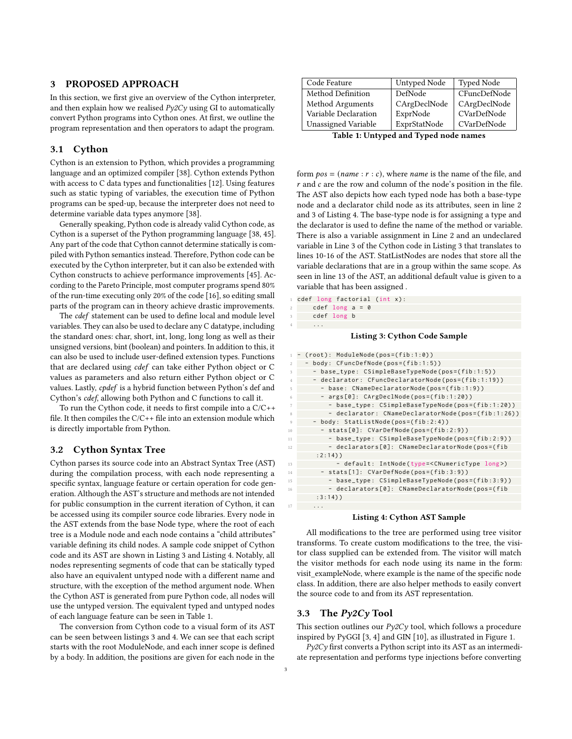## 3 PROPOSED APPROACH

In this section, we first give an overview of the Cython interpreter, and then explain how we realised *Py2Cy* using GI to automatically convert Python programs into Cython ones. At first, we outline the program representation and then operators to adapt the program.

### 3.1 Cython

Cython is an extension to Python, which provides a programming language and an optimized compiler [38]. Cython extends Python with access to C data types and functionalities [12]. Using features such as static typing of variables, the execution time of Python programs can be sped-up, because the interpreter does not need to determine variable data types anymore [38].

Generally speaking, Python code is already valid Cython code, as Cython is a superset of the Python programming language [38, 45]. Any part of the code that Cython cannot determine statically is compiled with Python semantics instead. Therefore, Python code can be executed by the Cython interpreter, but it can also be extended with Cython constructs to achieve performance improvements [45]. According to the Pareto Principle, most computer programs spend 80% of the run-time executing only 20% of the code [16], so editing small parts of the program can in theory achieve drastic improvements.

The *cdef* statement can be used to define local and module level variables. They can also be used to declare any C datatype, including the standard ones: char, short, int, long, long long as well as their unsigned versions, bint (boolean) and pointers. In addition to this, it can also be used to include user-defined extension types. Functions that are declared using *cdef* can take either Python object or C values as parameters and also return either Python object or C values. Lastly, *cpdef* is a hybrid function between Python's def and Cython's *cdef*, allowing both Python and C functions to call it.

To run the Cython code, it needs to first compile into a C/C++ file. It then compiles the C/C++ file into an extension module which is directly importable from Python.

### 3.2 Cython Syntax Tree

Cython parses its source code into an Abstract Syntax Tree (AST) during the compilation process, with each node representing a specific syntax, language feature or certain operation for code generation. Although the AST's structure and methods are not intended for public consumption in the current iteration of Cython, it can be accessed using its compiler source code libraries. Every node in the AST extends from the base Node type, where the root of each tree is a Module node and each node contains a "child attributes" variable defining its child nodes. A sample code snippet of Cython code and its AST are shown in Listing 3 and Listing 4. Notably, all nodes representing segments of code that can be statically typed also have an equivalent untyped node with a different name and structure, with the exception of the method argument node. When the Cython AST is generated from pure Python code, all nodes will use the untyped version. The equivalent typed and untyped nodes of each language feature can be seen in Table 1.

The conversion from Cython code to a visual form of its AST can be seen between listings 3 and 4. We can see that each script starts with the root ModuleNode, and each inner scope is defined by a body. In addition, the positions are given for each node in the form $pos = (name : r : c)$, where *name* is the name of the file, and $r$ and $c$ are the row and column of the node's position in the file. The AST also depicts how each typed node has both a base-type node and a declarator child node as its attributes, seen in line 2 and 3 of Listing 4. The base-type node is for assigning a type and the declarator is used to define the name of the method or variable. There is also a variable assignment in Line 2 and an undeclared variable in Line 3 of the Cython code in Listing 3 that translates to lines 10-16 of the AST. StatListNodes are nodes that store all the variable declarations that are in a group within the same scope. As seen in line 13 of the AST, an additional default value is given to a variable that has been assigned .

| Code Feature | Untyped Node | Typed Node |
|---|---|---|
| Method Definition | DefNode | CFuncDefNode |
| Method Arguments | CArgDeclNode | CArgDeclNode |
| Variable Declaration | ExprNode | CVarDefNode |
| Unassigned Variable | ExprStatNode | CVarDefNode |

**Table 1: Untyped and Typed node names**

```
cdef long factorial (int x):
    cdef long a = 0
    cdef long b
    ...
```

**Listing 3: Cython Code Sample**

```
- (root): ModuleNode(pos=(fib:1:0))
  - body: CFuncDefNode(pos=(fib:1:5))
    - base_type: CSimpleBaseTypeNode(pos=(fib:1:5))
    - declarator: CFuncDeclaratorNode(pos=(fib:1:19))
      - base: CNameDeclaratorNode(pos=(fib:1:9))
      - args[0]: CArgDeclNode(pos=(fib:1:20))
        - base_type: CSimpleBaseTypeNode(pos=(fib:1:20))
        - declarator: CNameDeclaratorNode(pos=(fib:1:26))
    - body: StatListNode(pos=(fib:2:4))
      - stats[0]: CVarDefNode(pos=(fib:2:9))
        - base_type: CSimpleBaseTypeNode(pos=(fib:2:9))
        - declarators[0]: CNameDeclaratorNode(pos=(fib:2:14))
          - default: IntNode(type=<CNumericType long>)
      - stats[1]: CVarDefNode(pos=(fib:3:9))
        - base_type: CSimpleBaseTypeNode(pos=(fib:3:9))
        - declarators[0]: CNameDeclaratorNode(pos=(fib:3:14))
    ...
```

**Listing 4: Cython AST Sample**

All modifications to the tree are performed using tree visitor transforms. To create custom modifications to the tree, the visitor class supplied can be extended from. The visitor will match the visitor methods for each node using its name in the form: visit_exampleNode, where example is the name of the specific node class. In addition, there are also helper methods to easily convert the source code to and from its AST representation.

### 3.3 The *Py2Cy* Tool

This section outlines our *Py2Cy* tool, which follows a procedure inspired by PyGGI [3, 4] and GIN [10], as illustrated in Figure 1.

*Py2Cy* first converts a Python script into its AST as an intermediate representation and performs type injections before converting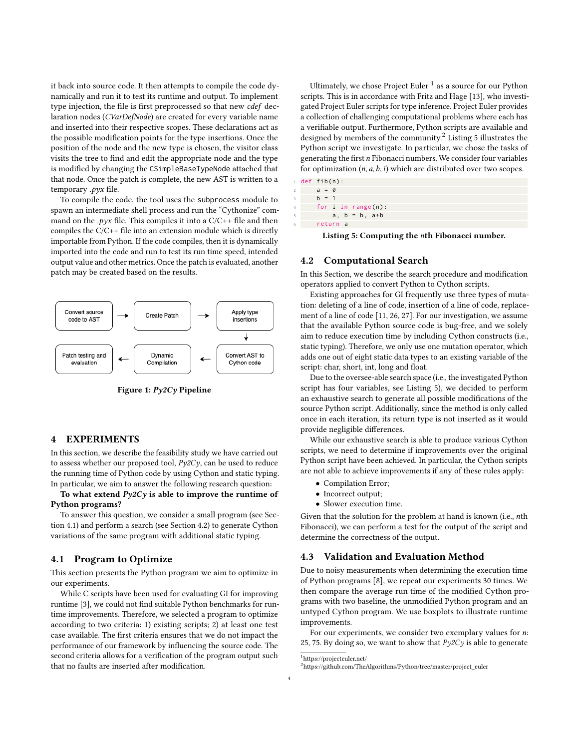it back into source code. It then attempts to compile the code dynamically and run it to test its runtime and output. To implement type injection, the file is first preprocessed so that new *cdef* declaration nodes (*CVarDefNode*) are created for every variable name and inserted into their respective scopes. These declarations act as the possible modification points for the type insertions. Once the position of the node and the new type is chosen, the visitor class visits the tree to find and edit the appropriate node and the type is modified by changing the `CSimpleBaseTypeNode` attached that that node. Once the patch is complete, the new AST is written to a temporary *.pyx* file.

To compile the code, the tool uses the `subprocess` module to spawn an intermediate shell process and run the "Cythonize" command on the *.pyx* file. This compiles it into a C/C++ file and then compiles the C/C++ file into an extension module which is directly importable from Python. If the code compiles, then it is dynamically imported into the code and run to test its run time speed, intended output value and other metrics. Once the patch is evaluated, another patch may be created based on the results.

Convert source code to AST → Create Patch → Apply type insertions → Convert AST to Cython code → Dynamic Compilation → Patch testing and evaluation

**Figure 1: *Py2Cy* Pipeline**

## 4 EXPERIMENTS

In this section, we describe the feasibility study we have carried out to assess whether our proposed tool, *Py2Cy*, can be used to reduce the running time of Python code by using Cython and static typing. In particular, we aim to answer the following research question:

**To what extend *Py2Cy* is able to improve the runtime of Python programs?**

To answer this question, we consider a small program (see Section 4.1) and perform a search (see Section 4.2) to generate Cython variations of the same program with additional static typing.

### 4.1 Program to Optimize

This section presents the Python program we aim to optimize in our experiments.

While C scripts have been used for evaluating GI for improving runtime [3], we could not find suitable Python benchmarks for runtime improvements. Therefore, we selected a program to optimize according to two criteria: 1) existing scripts; 2) at least one test case available. The first criteria ensures that we do not impact the performance of our framework by influencing the source code. The second criteria allows for a verification of the program output such that no faults are inserted after modification.

Ultimately, we chose Project Euler [1] as a source for our Python scripts. This is in accordance with Fritz and Hage [13], who investigated Project Euler scripts for type inference. Project Euler provides a collection of challenging computational problems where each has a verifiable output. Furthermore, Python scripts are available and designed by members of the community.[2] Listing 5 illustrates the Python script we investigate. In particular, we chose the tasks of generating the first $n$ Fibonacci numbers. We consider four variables for optimization ($n, a, b, i$) which are distributed over two scopes.

```
def fib(n):
    a = 0
    b = 1
    for i in range(n):
        a, b = b, a+b
    return a
```

**Listing 5: Computing the $n$th Fibonacci number.**

### 4.2 Computational Search

In this Section, we describe the search procedure and modification operators applied to convert Python to Cython scripts.

Existing approaches for GI frequently use three types of mutation: deleting of a line of code, insertion of a line of code, replacement of a line of code [11, 26, 27]. For our investigation, we assume that the available Python source code is bug-free, and we solely aim to reduce execution time by including Cython constructs (i.e., static typing). Therefore, we only use one mutation operator, which adds one out of eight static data types to an existing variable of the script: char, short, int, long and float.

Due to the oversee-able search space (i.e., the investigated Python script has four variables, see Listing 5), we decided to perform an exhaustive search to generate all possible modifications of the source Python script. Additionally, since the method is only called once in each iteration, its return type is not inserted as it would provide negligible differences.

While our exhaustive search is able to produce various Cython scripts, we need to determine if improvements over the original Python script have been achieved. In particular, the Cython scripts are not able to achieve improvements if any of these rules apply:

- Compilation Error;
- Incorrect output;
- Slower execution time.

Given that the solution for the problem at hand is known (i.e., $n$th Fibonacci), we can perform a test for the output of the script and determine the correctness of the output.

### 4.3 Validation and Evaluation Method

Due to noisy measurements when determining the execution time of Python programs [8], we repeat our experiments 30 times. We then compare the average run time of the modified Cython programs with two baseline, the unmodified Python program and an untyped Cython program. We use boxplots to illustrate runtime improvements.

For our experiments, we consider two exemplary values for $n$: 25, 75. By doing so, we want to show that *Py2Cy* is able to generate

[1] https://projecteuler.net/

[2] https://github.com/TheAlgorithms/Python/tree/master/project_euler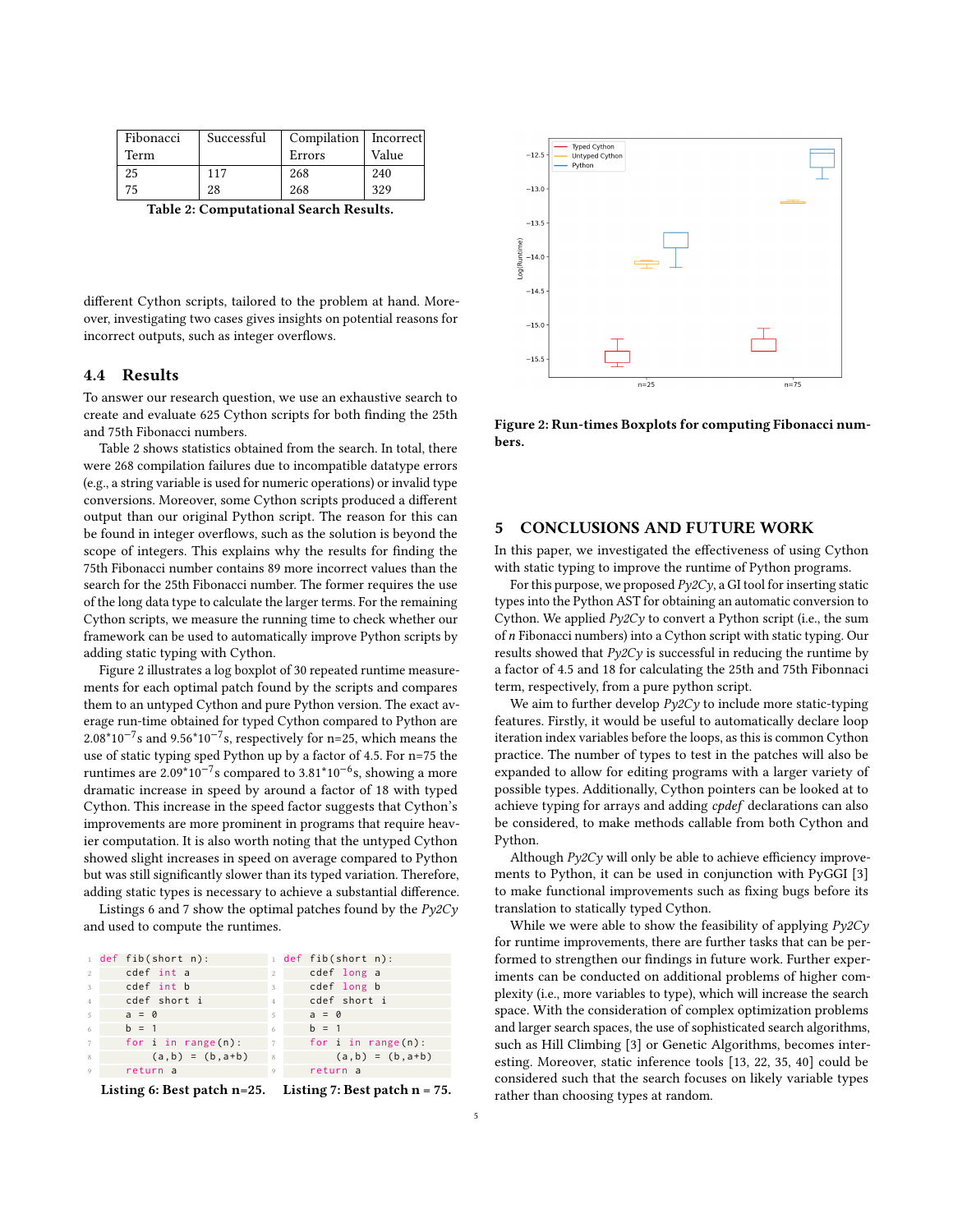| Fibonacci Term | Successful | Compilation Errors | Incorrect Value |
|---|---|---|---|
| 25 | 117 | 268 | 240 |
| 75 | 28 | 268 | 329 |

**Table 2: Computational Search Results.**

different Cython scripts, tailored to the problem at hand. Moreover, investigating two cases gives insights on potential reasons for incorrect outputs, such as integer overflows.

## 4.4 Results

To answer our research question, we use an exhaustive search to create and evaluate 625 Cython scripts for both finding the 25th and 75th Fibonacci numbers.

Table 2 shows statistics obtained from the search. In total, there were 268 compilation failures due to incompatible datatype errors (e.g., a string variable is used for numeric operations) or invalid type conversions. Moreover, some Cython scripts produced a different output than our original Python script. The reason for this can be found in integer overflows, such as the solution is beyond the scope of integers. This explains why the results for finding the 75th Fibonacci number contains 89 more incorrect values than the search for the 25th Fibonacci number. The former requires the use of the long data type to calculate the larger terms. For the remaining Cython scripts, we measure the running time to check whether our framework can be used to automatically improve Python scripts by adding static typing with Cython.

Figure 2 illustrates a log boxplot of 30 repeated runtime measurements for each optimal patch found by the scripts and compares them to an untyped Cython and pure Python version. The exact average run-time obtained for typed Cython compared to Python are $2.08*10^{-7}$s and $9.56*10^{-7}$s, respectively for n=25, which means the use of static typing sped Python up by a factor of 4.5. For n=75 the runtimes are $2.09*10^{-7}$s compared to $3.81*10^{-6}$s, showing a more dramatic increase in speed by around a factor of 18 with typed Cython. This increase in the speed factor suggests that Cython's improvements are more prominent in programs that require heavier computation. It is also worth noting that the untyped Cython showed slight increases in speed on average compared to Python but was still significantly slower than its typed variation. Therefore, adding static types is necessary to achieve a substantial difference.

Listings 6 and 7 show the optimal patches found by the *Py2Cy* and used to compute the runtimes.

```
def fib(short n):
    cdef int a
    cdef int b
    cdef short i
    a = 0
    b = 1
    for i in range(n):
        (a,b) = (b,a+b)
    return a
```

**Listing 6: Best patch n=25.**

```
def fib(short n):
    cdef long a
    cdef long b
    cdef short i
    a = 0
    b = 1
    for i in range(n):
        (a,b) = (b,a+b)
    return a
```

**Listing 7: Best patch n = 75.**

**Figure 2: Run-times Boxplots for computing Fibonacci numbers.**

# 5 CONCLUSIONS AND FUTURE WORK

In this paper, we investigated the effectiveness of using Cython with static typing to improve the runtime of Python programs.

For this purpose, we proposed *Py2Cy*, a GI tool for inserting static types into the Python AST for obtaining an automatic conversion to Cython. We applied *Py2Cy* to convert a Python script (i.e., the sum of *n* Fibonacci numbers) into a Cython script with static typing. Our results showed that *Py2Cy* is successful in reducing the runtime by a factor of 4.5 and 18 for calculating the 25th and 75th Fibonnaci term, respectively, from a pure python script.

We aim to further develop *Py2Cy* to include more static-typing features. Firstly, it would be useful to automatically declare loop iteration index variables before the loops, as this is common Cython practice. The number of types to test in the patches will also be expanded to allow for editing programs with a larger variety of possible types. Additionally, Cython pointers can be looked at to achieve typing for arrays and adding *cpdef* declarations can also be considered, to make methods callable from both Cython and Python.

Although *Py2Cy* will only be able to achieve efficiency improvements to Python, it can be used in conjunction with PyGGI [3] to make functional improvements such as fixing bugs before its translation to statically typed Cython.

While we were able to show the feasibility of applying *Py2Cy* for runtime improvements, there are further tasks that can be performed to strengthen our findings in future work. Further experiments can be conducted on additional problems of higher complexity (i.e., more variables to type), which will increase the search space. With the consideration of complex optimization problems and larger search spaces, the use of sophisticated search algorithms, such as Hill Climbing [3] or Genetic Algorithms, becomes interesting. Moreover, static inference tools [13, 22, 35, 40] could be considered such that the search focuses on likely variable types rather than choosing types at random.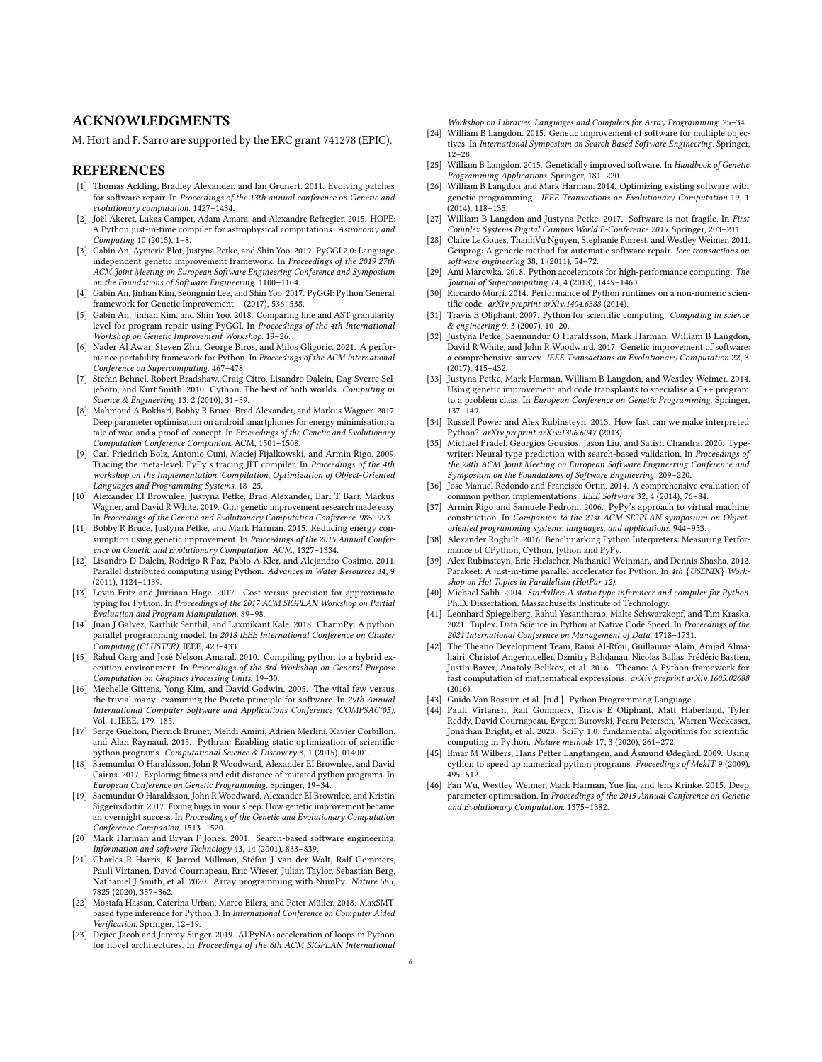## ACKNOWLEDGMENTS

M. Hort and F. Sarro are supported by the ERC grant 741278 (EPIC).

## REFERENCES

- [1] Thomas Ackling, Bradley Alexander, and Ian Grunert. 2011. Evolving patches for software repair. In *Proceedings of the 13th annual conference on Genetic and evolutionary computation*. 1427–1434.
- [2] Joël Akeret, Lukas Gamper, Adam Amara, and Alexandre Refregier. 2015. HOPE: A Python just-in-time compiler for astrophysical computations. *Astronomy and Computing* 10 (2015), 1–8.
- [3] Gabin An, Aymeric Blot, Justyna Petke, and Shin Yoo. 2019. PyGGI 2.0: Language independent genetic improvement framework. In *Proceedings of the 2019 27th ACM Joint Meeting on European Software Engineering Conference and Symposium on the Foundations of Software Engineering*. 1100–1104.
- [4] Gabin An, Jinhan Kim, Seongmin Lee, and Shin Yoo. 2017. PyGGI: Python General framework for Genetic Improvement. (2017), 536–538.
- [5] Gabin An, Jinhan Kim, and Shin Yoo. 2018. Comparing line and AST granularity level for program repair using PyGGI. In *Proceedings of the 4th International Workshop on Genetic Improvement Workshop*. 19–26.
- [6] Nader Al Awar, Steven Zhu, George Biros, and Milos Gligoric. 2021. A performance portability framework for Python. In *Proceedings of the ACM International Conference on Supercomputing*. 467–478.
- [7] Stefan Behnel, Robert Bradshaw, Craig Citro, Lisandro Dalcin, Dag Sverre Seljebotn, and Kurt Smith. 2010. Cython: The best of both worlds. *Computing in Science & Engineering* 13, 2 (2010), 31–39.
- [8] Mahmoud A Bokhari, Bobby R Bruce, Brad Alexander, and Markus Wagner. 2017. Deep parameter optimisation on android smartphones for energy minimisation: a tale of woe and a proof-of-concept. In *Proceedings of the Genetic and Evolutionary Computation Conference Companion*. ACM, 1501–1508.
- [9] Carl Friedrich Bolz, Antonio Cuni, Maciej Fijalkowski, and Armin Rigo. 2009. Tracing the meta-level: PyPy's tracing JIT compiler. In *Proceedings of the 4th workshop on the Implementation, Compilation, Optimization of Object-Oriented Languages and Programming Systems*. 18–25.
- [10] Alexander EI Brownlee, Justyna Petke, Brad Alexander, Earl T Barr, Markus Wagner, and David R White. 2019. Gin: genetic improvement research made easy. In *Proceedings of the Genetic and Evolutionary Computation Conference*. 985–993.
- [11] Bobby R Bruce, Justyna Petke, and Mark Harman. 2015. Reducing energy consumption using genetic improvement. In *Proceedings of the 2015 Annual Conference on Genetic and Evolutionary Computation*. ACM, 1327–1334.
- [12] Lisandro D Dalcin, Rodrigo R Paz, Pablo A Kler, and Alejandro Cosimo. 2011. Parallel distributed computing using Python. *Advances in Water Resources* 34, 9 (2011), 1124–1139.
- [13] Levin Fritz and Jurriaan Hage. 2017. Cost versus precision for approximate typing for Python. In *Proceedings of the 2017 ACM SIGPLAN Workshop on Partial Evaluation and Program Manipulation*. 89–98.
- [14] Juan J Galvez, Karthik Senthil, and Laxmikant Kale. 2018. CharmPy: A python parallel programming model. In *2018 IEEE International Conference on Cluster Computing (CLUSTER)*. IEEE, 423–433.
- [15] Rahul Garg and José Nelson Amaral. 2010. Compiling python to a hybrid execution environment. In *Proceedings of the 3rd Workshop on General-Purpose Computation on Graphics Processing Units*. 19–30.
- [16] Mechelle Gittens, Yong Kim, and David Godwin. 2005. The vital few versus the trivial many: examining the Pareto principle for software. In *29th Annual International Computer Software and Applications Conference (COMPSAC'05)*, Vol. 1. IEEE, 179–185.
- [17] Serge Guelton, Pierrick Brunet, Mehdi Amini, Adrien Merlini, Xavier Corbillon, and Alan Raynaud. 2015. Pythran: Enabling static optimization of scientific python programs. *Computational Science & Discovery* 8, 1 (2015), 014001.
- [18] Saemundur O Haraldsson, John R Woodward, Alexander EI Brownlee, and David Cairns. 2017. Exploring fitness and edit distance of mutated python programs. In *European Conference on Genetic Programming*. Springer, 19–34.
- [19] Saemundur O Haraldsson, John R Woodward, Alexander EI Brownlee, and Kristin Siggeirsdottir. 2017. Fixing bugs in your sleep: How genetic improvement became an overnight success. In *Proceedings of the Genetic and Evolutionary Computation Conference Companion*. 1513–1520.
- [20] Mark Harman and Bryan F Jones. 2001. Search-based software engineering. *Information and software Technology* 43, 14 (2001), 833–839.
- [21] Charles R Harris, K Jarrod Millman, Stéfan J van der Walt, Ralf Gommers, Pauli Virtanen, David Cournapeau, Eric Wieser, Julian Taylor, Sebastian Berg, Nathaniel J Smith, et al. 2020. Array programming with NumPy. *Nature* 585, 7825 (2020), 357–362.
- [22] Mostafa Hassan, Caterina Urban, Marco Eilers, and Peter Müller. 2018. MaxSMT-based type inference for Python 3. In *International Conference on Computer Aided Verification*. Springer, 12–19.
- [23] Dejice Jacob and Jeremy Singer. 2019. ALPyNA: acceleration of loops in Python for novel architectures. In *Proceedings of the 6th ACM SIGPLAN International Workshop on Libraries, Languages and Compilers for Array Programming*. 25–34.
- [24] William B Langdon. 2015. Genetic improvement of software for multiple objectives. In *International Symposium on Search Based Software Engineering*. Springer, 12–28.
- [25] William B Langdon. 2015. Genetically improved software. In *Handbook of Genetic Programming Applications*. Springer, 181–220.
- [26] William B Langdon and Mark Harman. 2014. Optimizing existing software with genetic programming. *IEEE Transactions on Evolutionary Computation* 19, 1 (2014), 118–135.
- [27] William B Langdon and Justyna Petke. 2017. Software is not fragile. In *First Complex Systems Digital Campus World E-Conference 2015*. Springer, 203–211.
- [28] Claire Le Goues, ThanhVu Nguyen, Stephanie Forrest, and Westley Weimer. 2011. Genprog: A generic method for automatic software repair. *Ieee transactions on software engineering* 38, 1 (2011), 54–72.
- [29] Ami Marowka. 2018. Python accelerators for high-performance computing. *The Journal of Supercomputing* 74, 4 (2018), 1449–1460.
- [30] Riccardo Murri. 2014. Performance of Python runtimes on a non-numeric scientific code. *arXiv preprint arXiv:1404.6388* (2014).
- [31] Travis E Oliphant. 2007. Python for scientific computing. *Computing in science & engineering* 9, 3 (2007), 10–20.
- [32] Justyna Petke, Saemundur O Haraldsson, Mark Harman, William B Langdon, David R White, and John R Woodward. 2017. Genetic improvement of software: a comprehensive survey. *IEEE Transactions on Evolutionary Computation* 22, 3 (2017), 415–432.
- [33] Justyna Petke, Mark Harman, William B Langdon, and Westley Weimer. 2014. Using genetic improvement and code transplants to specialise a C++ program to a problem class. In *European Conference on Genetic Programming*. Springer, 137–149.
- [34] Russell Power and Alex Rubinsteyn. 2013. How fast can we make interpreted Python? *arXiv preprint arXiv:1306.6047* (2013).
- [35] Michael Pradel, Georgios Gousios, Jason Liu, and Satish Chandra. 2020. Typewriter: Neural type prediction with search-based validation. In *Proceedings of the 28th ACM Joint Meeting on European Software Engineering Conference and Symposium on the Foundations of Software Engineering*. 209–220.
- [36] Jose Manuel Redondo and Francisco Ortin. 2014. A comprehensive evaluation of common python implementations. *IEEE Software* 32, 4 (2014), 76–84.
- [37] Armin Rigo and Samuele Pedroni. 2006. PyPy's approach to virtual machine construction. In *Companion to the 21st ACM SIGPLAN symposium on Object-oriented programming systems, languages, and applications*. 944–953.
- [38] Alexander Roghult. 2016. Benchmarking Python Interpreters: Measuring Performance of CPython, Cython, Jython and PyPy.
- [39] Alex Rubinsteyn, Eric Hielscher, Nathaniel Weinman, and Dennis Shasha. 2012. Parakeet: A just-in-time parallel accelerator for Python. In *4th {USENIX} Workshop on Hot Topics in Parallelism (HotPar 12)*.
- [40] Michael Salib. 2004. *Starkiller: A static type inferencer and compiler for Python*. Ph.D. Dissertation. Massachusetts Institute of Technology.
- [41] Leonhard Spiegelberg, Rahul Yesantharao, Malte Schwarzkopf, and Tim Kraska. 2021. Tuplex: Data Science in Python at Native Code Speed. In *Proceedings of the 2021 International Conference on Management of Data*. 1718–1731.
- [42] The Theano Development Team, Rami Al-Rfou, Guillaume Alain, Amjad Almahairi, Christof Angermueller, Dzmitry Bahdanau, Nicolas Ballas, Frédéric Bastien, Justin Bayer, Anatoly Belikov, et al. 2016. Theano: A Python framework for fast computation of mathematical expressions. *arXiv preprint arXiv:1605.02688* (2016).
- [43] Guido Van Rossum et al. [n.d.]. Python Programming Language.
- [44] Pauli Virtanen, Ralf Gommers, Travis E Oliphant, Matt Haberland, Tyler Reddy, David Cournapeau, Evgeni Burovski, Pearu Peterson, Warren Weckesser, Jonathan Bright, et al. 2020. SciPy 1.0: fundamental algorithms for scientific computing in Python. *Nature methods* 17, 3 (2020), 261–272.
- [45] Ilmar M Wilbers, Hans Petter Langtangen, and Åsmund Ødegård. 2009. Using cython to speed up numerical python programs. *Proceedings of MekIT* 9 (2009), 495–512.
- [46] Fan Wu, Westley Weimer, Mark Harman, Yue Jia, and Jens Krinke. 2015. Deep parameter optimisation. In *Proceedings of the 2015 Annual Conference on Genetic and Evolutionary Computation*. 1375–1382.